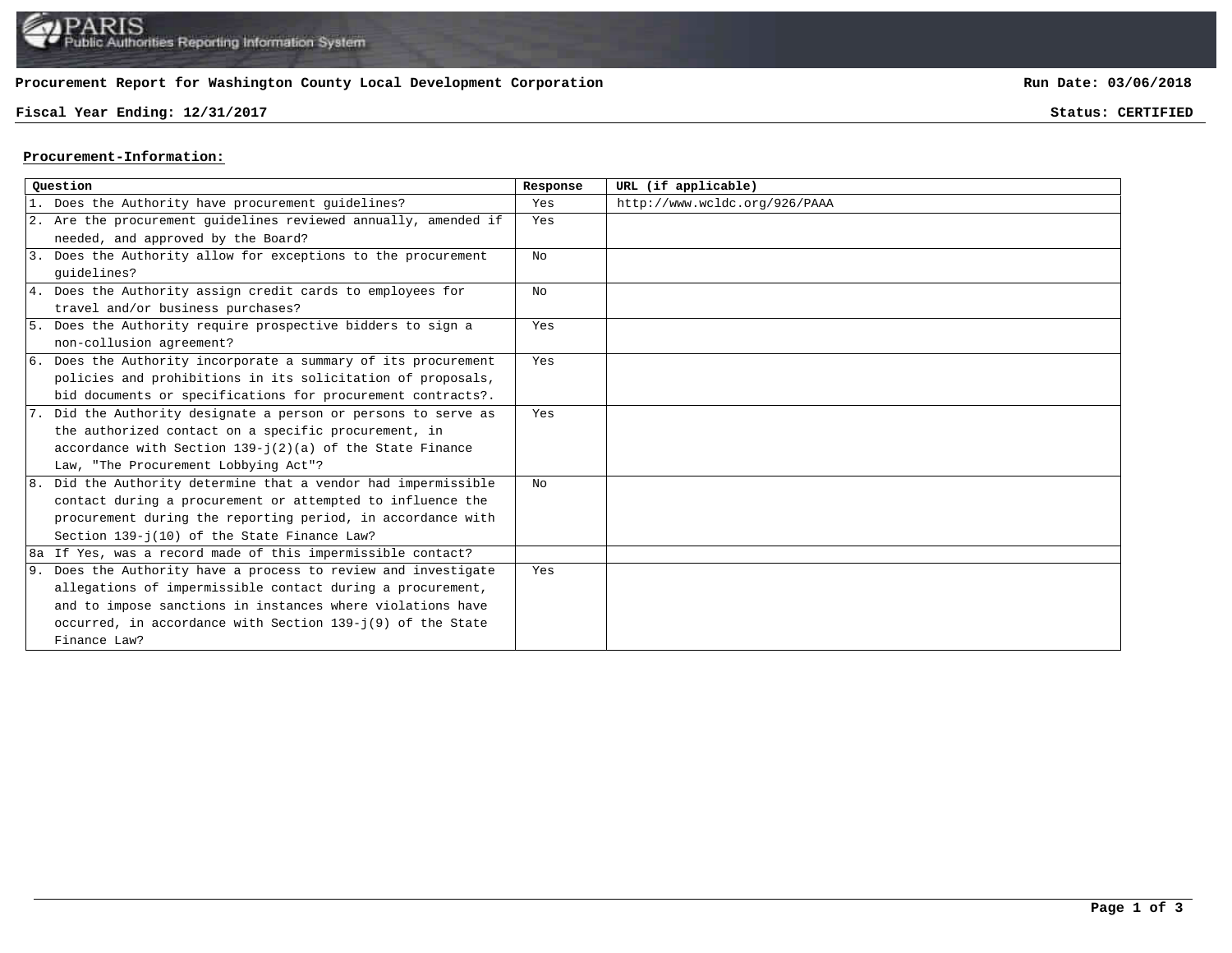PARIS
Public Authorities Reporting Information System

**Procurement Report for Washington County Local Development Corporation** **Run Date: 03/06/2018**

**Fiscal Year Ending: 12/31/2017** **Status: CERTIFIED**

**Procurement-Information:**

| Question | Response | URL (if applicable) |
|---|---|---|
| 1. Does the Authority have procurement guidelines? | Yes | http://www.wcldc.org/926/PAAA |
| 2. Are the procurement guidelines reviewed annually, amended if needed, and approved by the Board? | Yes | |
| 3. Does the Authority allow for exceptions to the procurement guidelines? | No | |
| 4. Does the Authority assign credit cards to employees for travel and/or business purchases? | No | |
| 5. Does the Authority require prospective bidders to sign a non-collusion agreement? | Yes | |
| 6. Does the Authority incorporate a summary of its procurement policies and prohibitions in its solicitation of proposals, bid documents or specifications for procurement contracts?. | Yes | |
| 7. Did the Authority designate a person or persons to serve as the authorized contact on a specific procurement, in accordance with Section 139-j(2)(a) of the State Finance Law, "The Procurement Lobbying Act"? | Yes | |
| 8. Did the Authority determine that a vendor had impermissible contact during a procurement or attempted to influence the procurement during the reporting period, in accordance with Section 139-j(10) of the State Finance Law? | No | |
| 8a If Yes, was a record made of this impermissible contact? | | |
| 9. Does the Authority have a process to review and investigate allegations of impermissible contact during a procurement, and to impose sanctions in instances where violations have occurred, in accordance with Section 139-j(9) of the State Finance Law? | Yes | |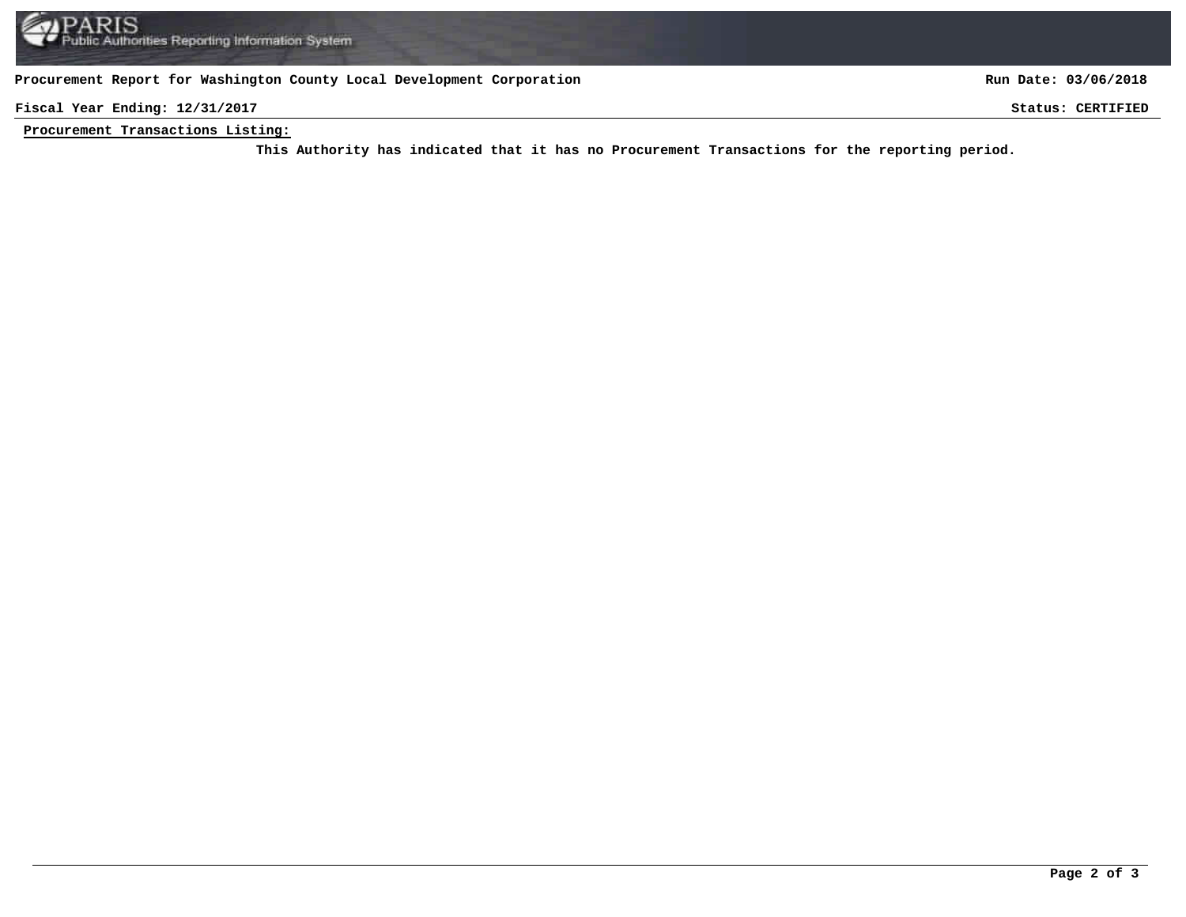**Procurement Report for Washington County Local Development Corporation** | **Run Date: 03/06/2018**

**Fiscal Year Ending: 12/31/2017** | **Status: CERTIFIED**

**Procurement Transactions Listing:**

**This Authority has indicated that it has no Procurement Transactions for the reporting period.**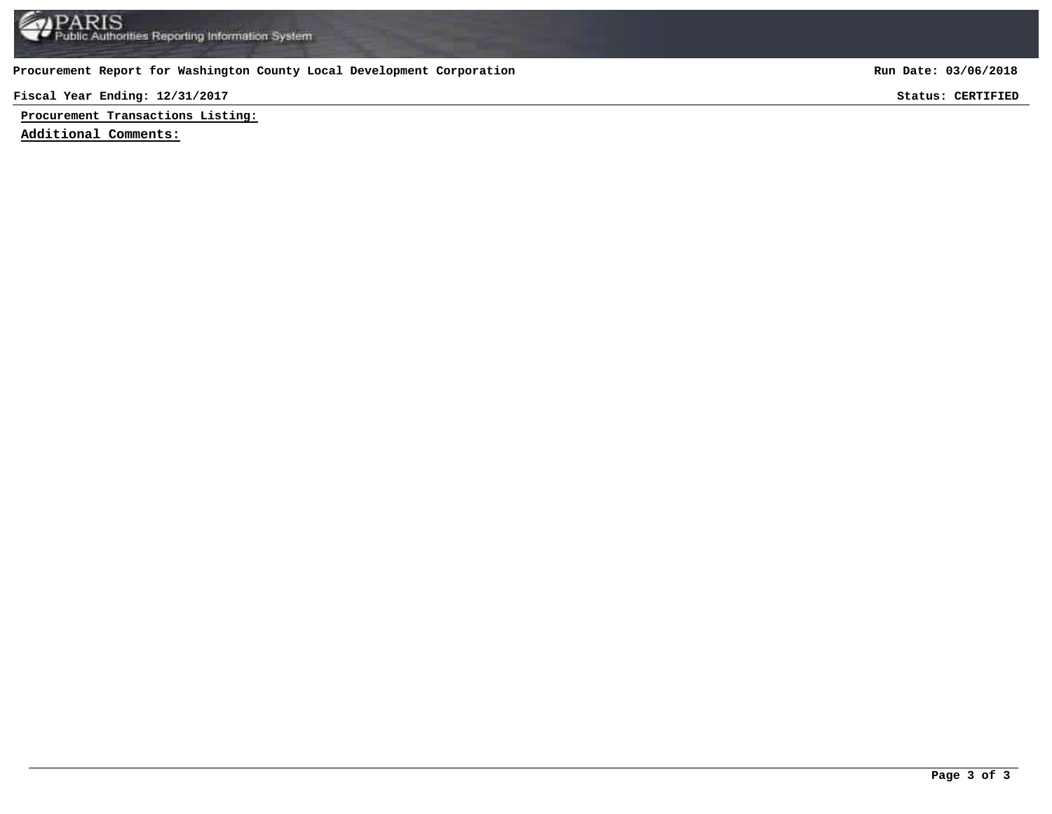**Procurement Report for Washington County Local Development Corporation**

**Run Date: 03/06/2018**

**Fiscal Year Ending: 12/31/2017**

**Status: CERTIFIED**

**Procurement Transactions Listing:**

**Additional Comments:**